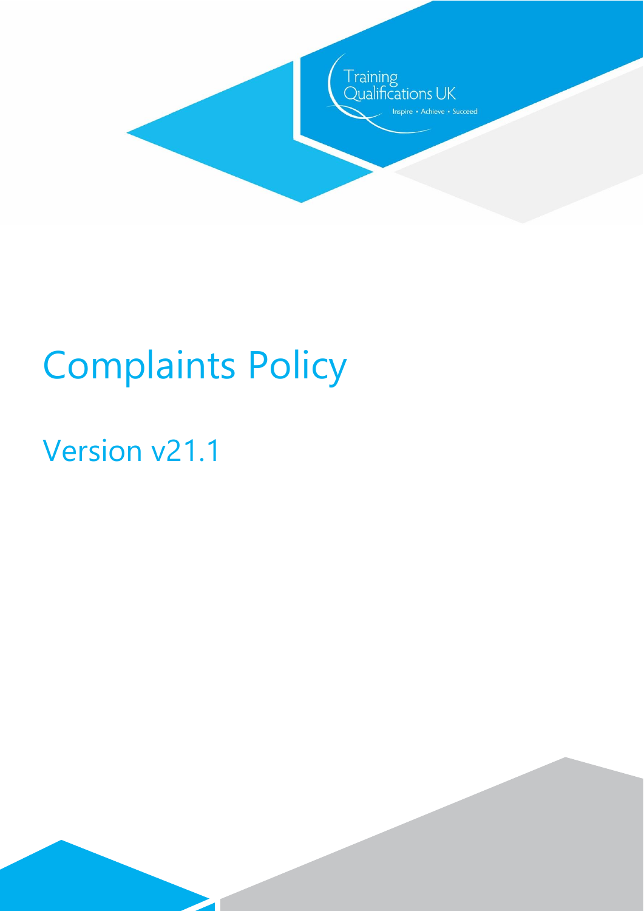Training Qualifications UK

Inspire • Achieve • Succeed

# Complaints Policy

## Version v21.1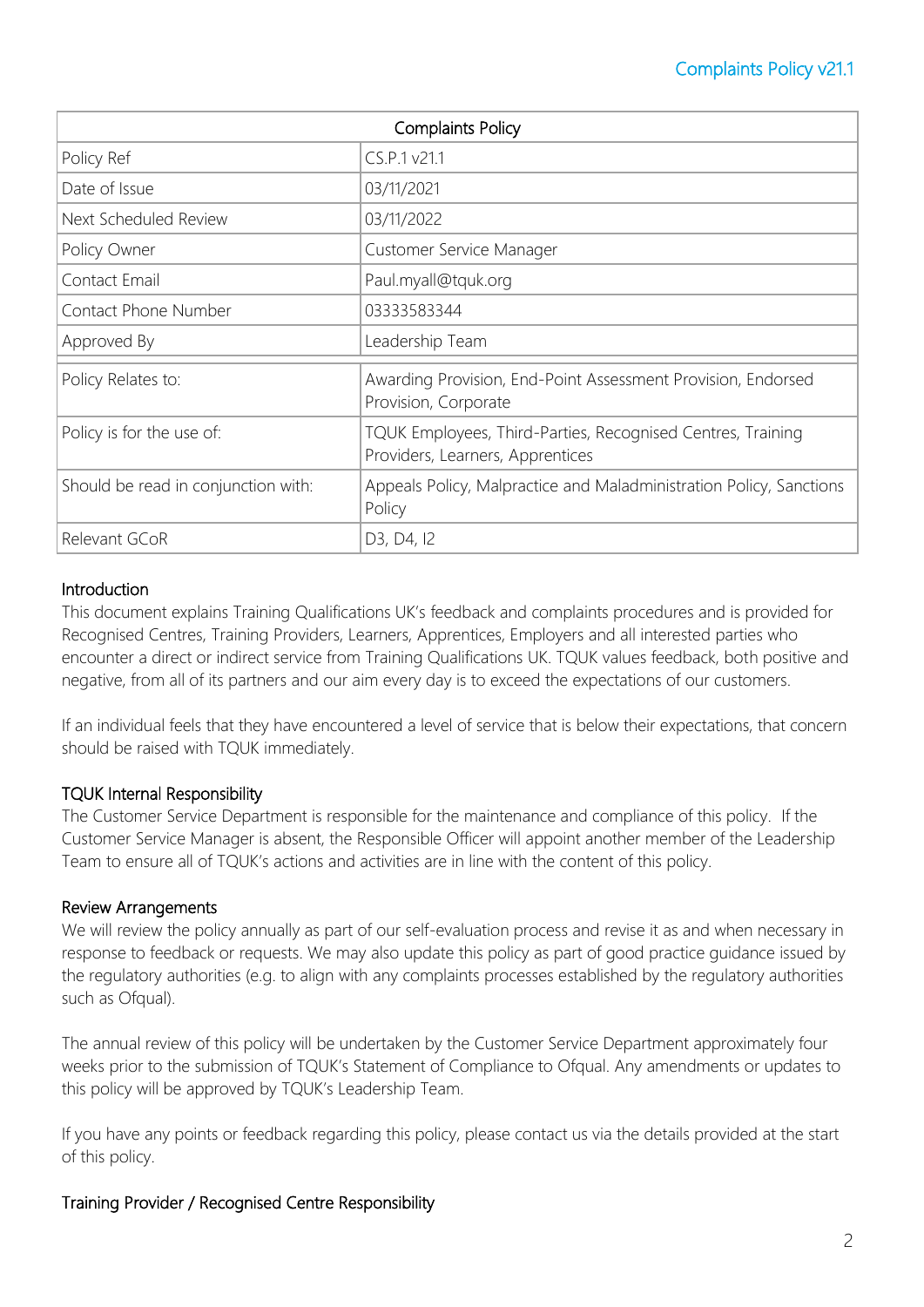| Complaints Policy | |
|---|---|
| Policy Ref | CS.P.1 v21.1 |
| Date of Issue | 03/11/2021 |
| Next Scheduled Review | 03/11/2022 |
| Policy Owner | Customer Service Manager |
| Contact Email | Paul.myall@tquk.org |
| Contact Phone Number | 03333583344 |
| Approved By | Leadership Team |
| Policy Relates to: | Awarding Provision, End-Point Assessment Provision, Endorsed Provision, Corporate |
| Policy is for the use of: | TQUK Employees, Third-Parties, Recognised Centres, Training Providers, Learners, Apprentices |
| Should be read in conjunction with: | Appeals Policy, Malpractice and Maladministration Policy, Sanctions Policy |
| Relevant GCoR | D3, D4, I2 |

## Introduction

This document explains Training Qualifications UK's feedback and complaints procedures and is provided for Recognised Centres, Training Providers, Learners, Apprentices, Employers and all interested parties who encounter a direct or indirect service from Training Qualifications UK. TQUK values feedback, both positive and negative, from all of its partners and our aim every day is to exceed the expectations of our customers.

If an individual feels that they have encountered a level of service that is below their expectations, that concern should be raised with TQUK immediately.

## TQUK Internal Responsibility

The Customer Service Department is responsible for the maintenance and compliance of this policy. If the Customer Service Manager is absent, the Responsible Officer will appoint another member of the Leadership Team to ensure all of TQUK's actions and activities are in line with the content of this policy.

## Review Arrangements

We will review the policy annually as part of our self-evaluation process and revise it as and when necessary in response to feedback or requests. We may also update this policy as part of good practice guidance issued by the regulatory authorities (e.g. to align with any complaints processes established by the regulatory authorities such as Ofqual).

The annual review of this policy will be undertaken by the Customer Service Department approximately four weeks prior to the submission of TQUK's Statement of Compliance to Ofqual. Any amendments or updates to this policy will be approved by TQUK's Leadership Team.

If you have any points or feedback regarding this policy, please contact us via the details provided at the start of this policy.

## Training Provider / Recognised Centre Responsibility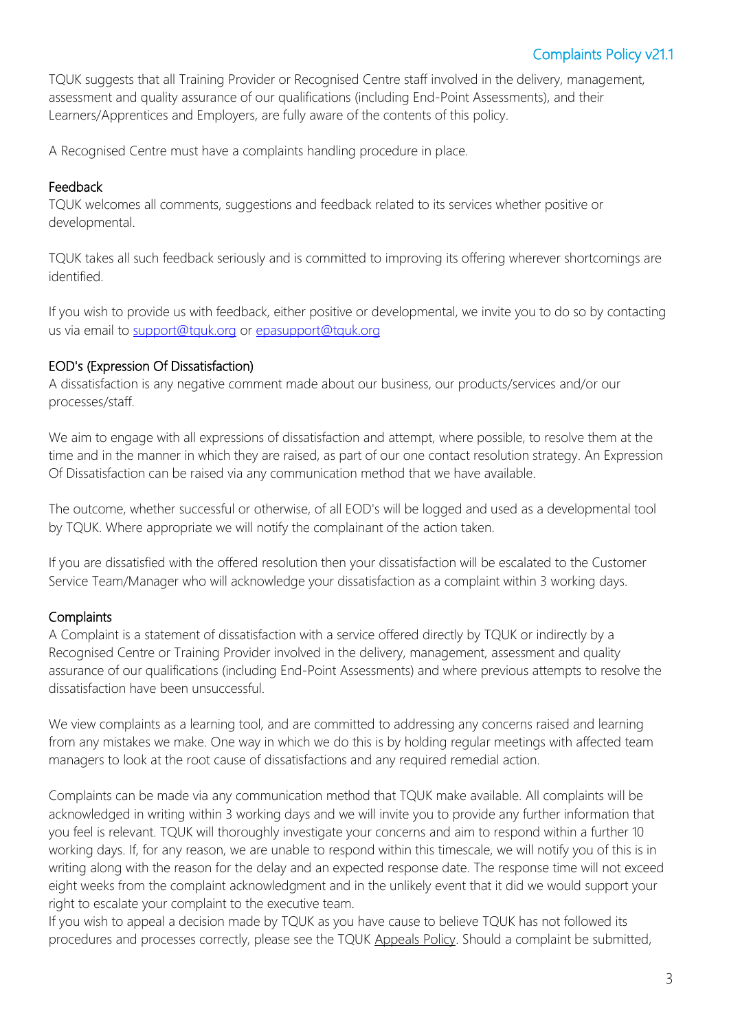TQUK suggests that all Training Provider or Recognised Centre staff involved in the delivery, management, assessment and quality assurance of our qualifications (including End-Point Assessments), and their Learners/Apprentices and Employers, are fully aware of the contents of this policy.

A Recognised Centre must have a complaints handling procedure in place.

## Feedback

TQUK welcomes all comments, suggestions and feedback related to its services whether positive or developmental.

TQUK takes all such feedback seriously and is committed to improving its offering wherever shortcomings are identified.

If you wish to provide us with feedback, either positive or developmental, we invite you to do so by contacting us via email to support@tquk.org or epasupport@tquk.org

## EOD's (Expression Of Dissatisfaction)

A dissatisfaction is any negative comment made about our business, our products/services and/or our processes/staff.

We aim to engage with all expressions of dissatisfaction and attempt, where possible, to resolve them at the time and in the manner in which they are raised, as part of our one contact resolution strategy. An Expression Of Dissatisfaction can be raised via any communication method that we have available.

The outcome, whether successful or otherwise, of all EOD's will be logged and used as a developmental tool by TQUK. Where appropriate we will notify the complainant of the action taken.

If you are dissatisfied with the offered resolution then your dissatisfaction will be escalated to the Customer Service Team/Manager who will acknowledge your dissatisfaction as a complaint within 3 working days.

## Complaints

A Complaint is a statement of dissatisfaction with a service offered directly by TQUK or indirectly by a Recognised Centre or Training Provider involved in the delivery, management, assessment and quality assurance of our qualifications (including End-Point Assessments) and where previous attempts to resolve the dissatisfaction have been unsuccessful.

We view complaints as a learning tool, and are committed to addressing any concerns raised and learning from any mistakes we make. One way in which we do this is by holding regular meetings with affected team managers to look at the root cause of dissatisfactions and any required remedial action.

Complaints can be made via any communication method that TQUK make available. All complaints will be acknowledged in writing within 3 working days and we will invite you to provide any further information that you feel is relevant. TQUK will thoroughly investigate your concerns and aim to respond within a further 10 working days. If, for any reason, we are unable to respond within this timescale, we will notify you of this is in writing along with the reason for the delay and an expected response date. The response time will not exceed eight weeks from the complaint acknowledgment and in the unlikely event that it did we would support your right to escalate your complaint to the executive team.
If you wish to appeal a decision made by TQUK as you have cause to believe TQUK has not followed its procedures and processes correctly, please see the TQUK Appeals Policy. Should a complaint be submitted,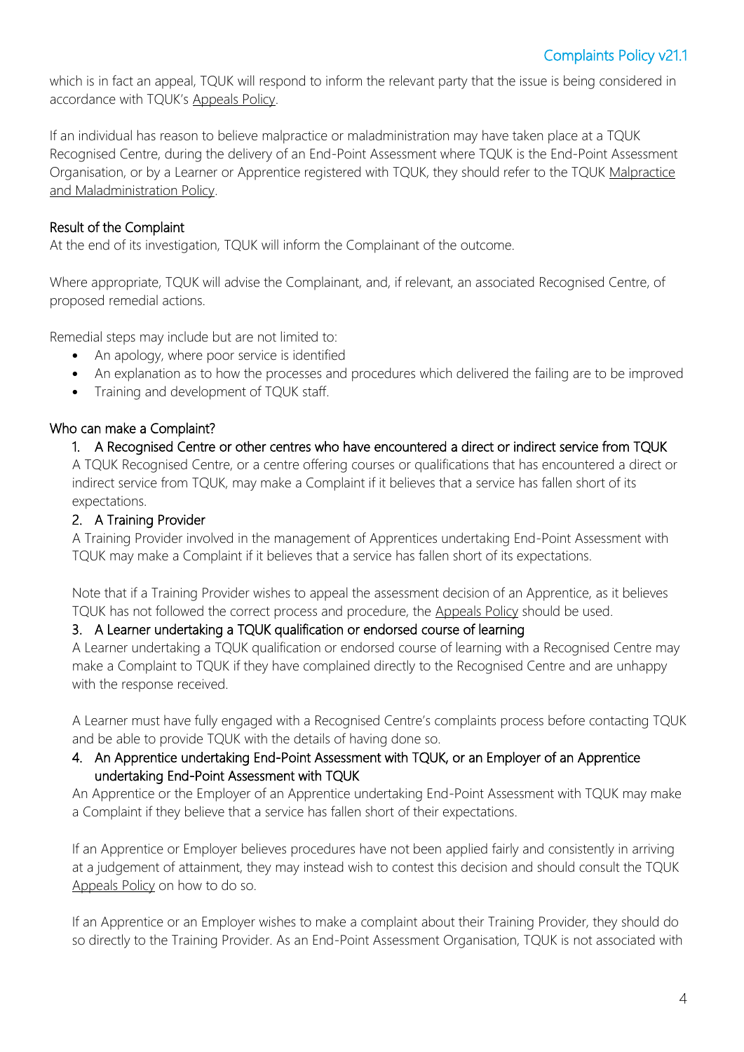which is in fact an appeal, TQUK will respond to inform the relevant party that the issue is being considered in accordance with TQUK's Appeals Policy.

If an individual has reason to believe malpractice or maladministration may have taken place at a TQUK Recognised Centre, during the delivery of an End-Point Assessment where TQUK is the End-Point Assessment Organisation, or by a Learner or Apprentice registered with TQUK, they should refer to the TQUK Malpractice and Maladministration Policy.

## Result of the Complaint

At the end of its investigation, TQUK will inform the Complainant of the outcome.

Where appropriate, TQUK will advise the Complainant, and, if relevant, an associated Recognised Centre, of proposed remedial actions.

Remedial steps may include but are not limited to:

- An apology, where poor service is identified
- An explanation as to how the processes and procedures which delivered the failing are to be improved
- Training and development of TQUK staff.

## Who can make a Complaint?

### 1. A Recognised Centre or other centres who have encountered a direct or indirect service from TQUK

A TQUK Recognised Centre, or a centre offering courses or qualifications that has encountered a direct or indirect service from TQUK, may make a Complaint if it believes that a service has fallen short of its expectations.

### 2. A Training Provider

A Training Provider involved in the management of Apprentices undertaking End-Point Assessment with TQUK may make a Complaint if it believes that a service has fallen short of its expectations.

Note that if a Training Provider wishes to appeal the assessment decision of an Apprentice, as it believes TQUK has not followed the correct process and procedure, the Appeals Policy should be used.

### 3. A Learner undertaking a TQUK qualification or endorsed course of learning

A Learner undertaking a TQUK qualification or endorsed course of learning with a Recognised Centre may make a Complaint to TQUK if they have complained directly to the Recognised Centre and are unhappy with the response received.

A Learner must have fully engaged with a Recognised Centre's complaints process before contacting TQUK and be able to provide TQUK with the details of having done so.

### 4. An Apprentice undertaking End-Point Assessment with TQUK, or an Employer of an Apprentice undertaking End-Point Assessment with TQUK

An Apprentice or the Employer of an Apprentice undertaking End-Point Assessment with TQUK may make a Complaint if they believe that a service has fallen short of their expectations.

If an Apprentice or Employer believes procedures have not been applied fairly and consistently in arriving at a judgement of attainment, they may instead wish to contest this decision and should consult the TQUK Appeals Policy on how to do so.

If an Apprentice or an Employer wishes to make a complaint about their Training Provider, they should do so directly to the Training Provider. As an End-Point Assessment Organisation, TQUK is not associated with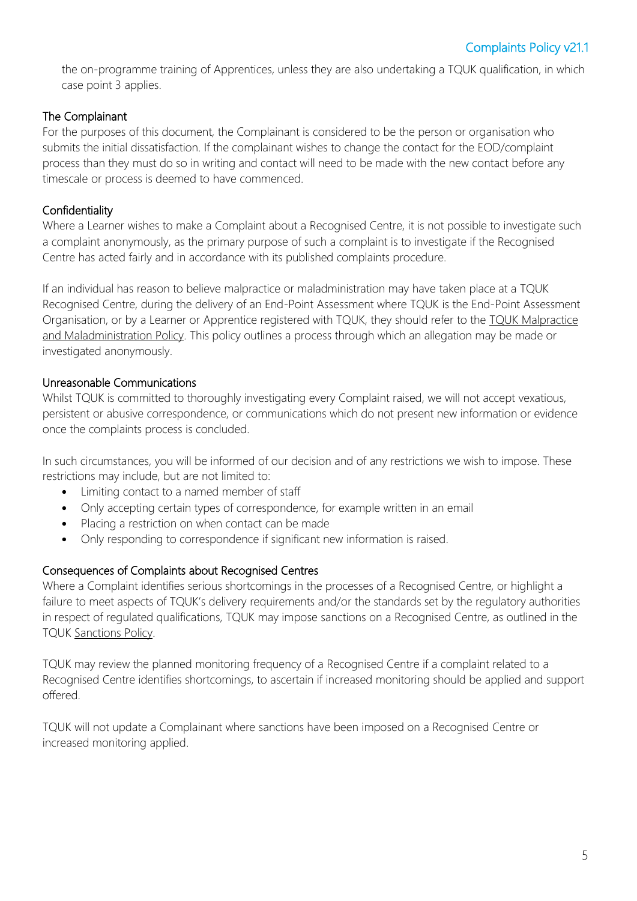the on-programme training of Apprentices, unless they are also undertaking a TQUK qualification, in which case point 3 applies.

### The Complainant

For the purposes of this document, the Complainant is considered to be the person or organisation who submits the initial dissatisfaction. If the complainant wishes to change the contact for the EOD/complaint process than they must do so in writing and contact will need to be made with the new contact before any timescale or process is deemed to have commenced.

### Confidentiality

Where a Learner wishes to make a Complaint about a Recognised Centre, it is not possible to investigate such a complaint anonymously, as the primary purpose of such a complaint is to investigate if the Recognised Centre has acted fairly and in accordance with its published complaints procedure.

If an individual has reason to believe malpractice or maladministration may have taken place at a TQUK Recognised Centre, during the delivery of an End-Point Assessment where TQUK is the End-Point Assessment Organisation, or by a Learner or Apprentice registered with TQUK, they should refer to the TQUK Malpractice and Maladministration Policy. This policy outlines a process through which an allegation may be made or investigated anonymously.

### Unreasonable Communications

Whilst TQUK is committed to thoroughly investigating every Complaint raised, we will not accept vexatious, persistent or abusive correspondence, or communications which do not present new information or evidence once the complaints process is concluded.

In such circumstances, you will be informed of our decision and of any restrictions we wish to impose. These restrictions may include, but are not limited to:

- Limiting contact to a named member of staff
- Only accepting certain types of correspondence, for example written in an email
- Placing a restriction on when contact can be made
- Only responding to correspondence if significant new information is raised.

### Consequences of Complaints about Recognised Centres

Where a Complaint identifies serious shortcomings in the processes of a Recognised Centre, or highlight a failure to meet aspects of TQUK's delivery requirements and/or the standards set by the regulatory authorities in respect of regulated qualifications, TQUK may impose sanctions on a Recognised Centre, as outlined in the TQUK Sanctions Policy.

TQUK may review the planned monitoring frequency of a Recognised Centre if a complaint related to a Recognised Centre identifies shortcomings, to ascertain if increased monitoring should be applied and support offered.

TQUK will not update a Complainant where sanctions have been imposed on a Recognised Centre or increased monitoring applied.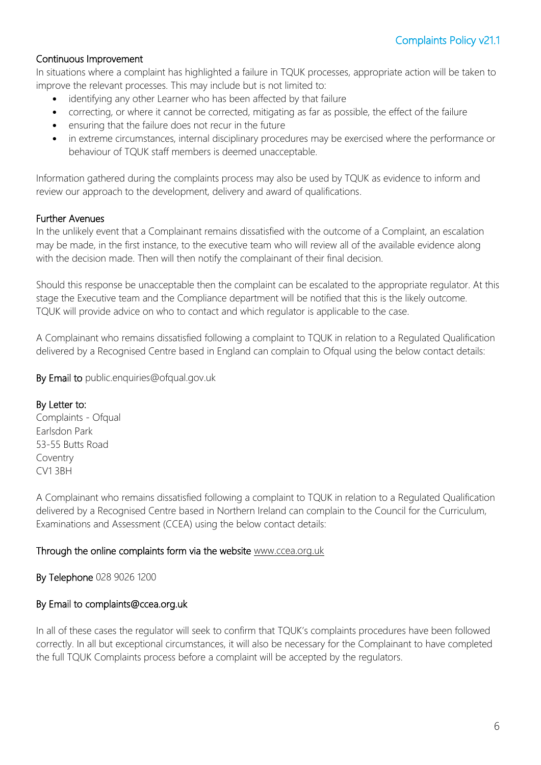## Continuous Improvement

In situations where a complaint has highlighted a failure in TQUK processes, appropriate action will be taken to improve the relevant processes. This may include but is not limited to:

- identifying any other Learner who has been affected by that failure
- correcting, or where it cannot be corrected, mitigating as far as possible, the effect of the failure
- ensuring that the failure does not recur in the future
- in extreme circumstances, internal disciplinary procedures may be exercised where the performance or behaviour of TQUK staff members is deemed unacceptable.

Information gathered during the complaints process may also be used by TQUK as evidence to inform and review our approach to the development, delivery and award of qualifications.

## Further Avenues

In the unlikely event that a Complainant remains dissatisfied with the outcome of a Complaint, an escalation may be made, in the first instance, to the executive team who will review all of the available evidence along with the decision made. Then will then notify the complainant of their final decision.

Should this response be unacceptable then the complaint can be escalated to the appropriate regulator. At this stage the Executive team and the Compliance department will be notified that this is the likely outcome. TQUK will provide advice on who to contact and which regulator is applicable to the case.

A Complainant who remains dissatisfied following a complaint to TQUK in relation to a Regulated Qualification delivered by a Recognised Centre based in England can complain to Ofqual using the below contact details:

By Email to public.enquiries@ofqual.gov.uk

By Letter to:
Complaints - Ofqual
Earlsdon Park
53-55 Butts Road
Coventry
CV1 3BH

A Complainant who remains dissatisfied following a complaint to TQUK in relation to a Regulated Qualification delivered by a Recognised Centre based in Northern Ireland can complain to the Council for the Curriculum, Examinations and Assessment (CCEA) using the below contact details:

Through the online complaints form via the website www.ccea.org.uk

By Telephone 028 9026 1200

By Email to complaints@ccea.org.uk

In all of these cases the regulator will seek to confirm that TQUK's complaints procedures have been followed correctly. In all but exceptional circumstances, it will also be necessary for the Complainant to have completed the full TQUK Complaints process before a complaint will be accepted by the regulators.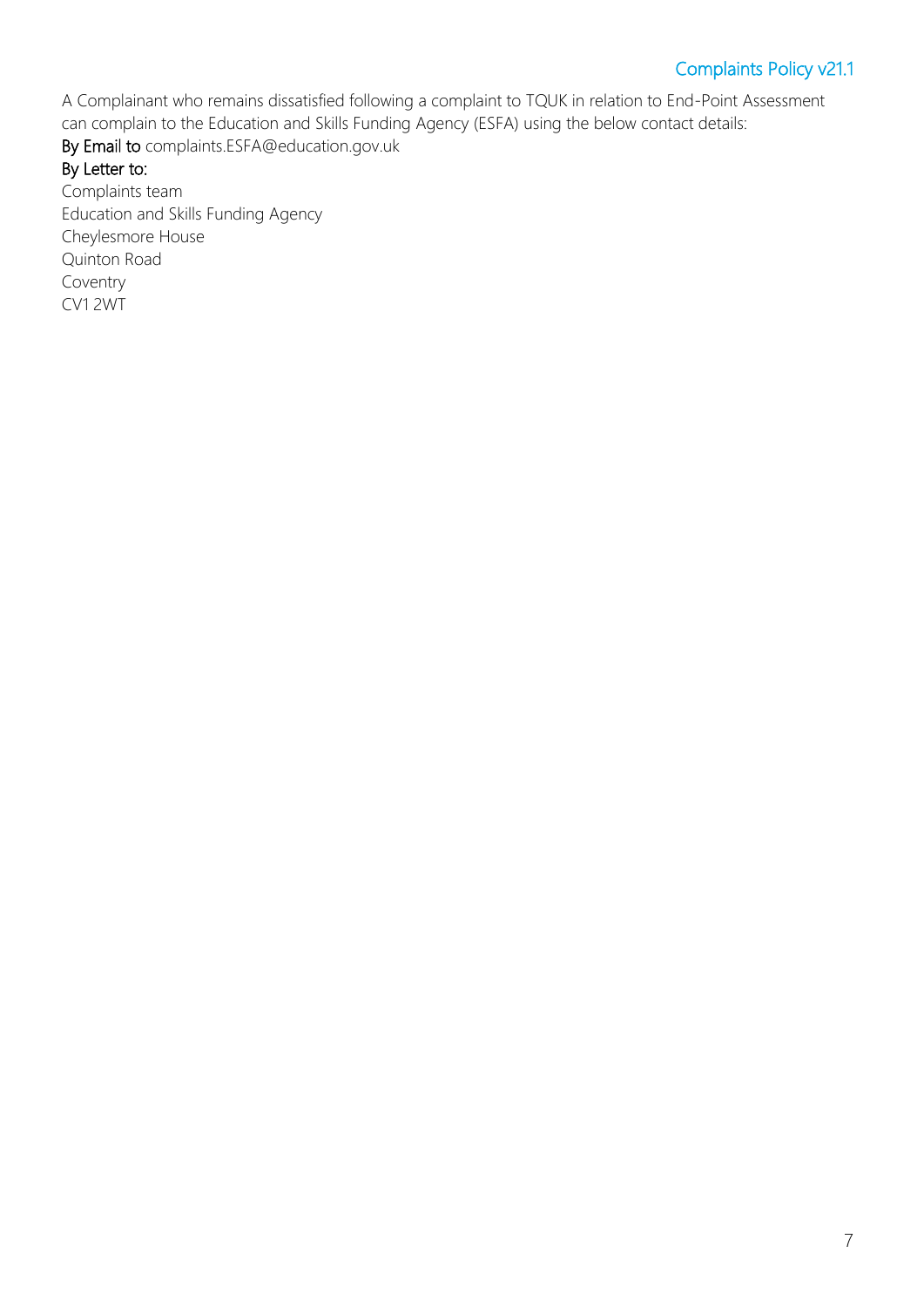A Complainant who remains dissatisfied following a complaint to TQUK in relation to End-Point Assessment can complain to the Education and Skills Funding Agency (ESFA) using the below contact details:

**By Email to** complaints.ESFA@education.gov.uk

**By Letter to:**

Complaints team
Education and Skills Funding Agency
Cheylesmore House
Quinton Road
Coventry
CV1 2WT